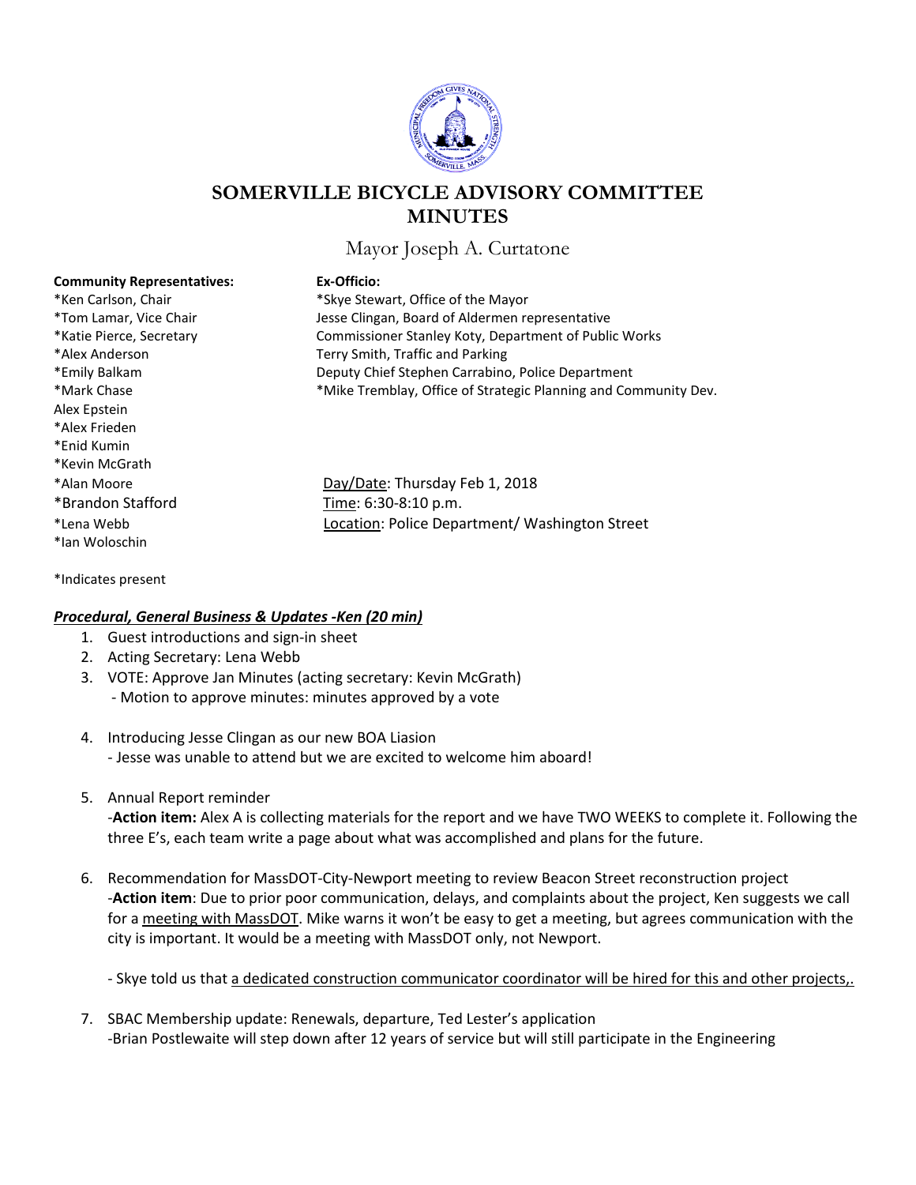# SOMERVILLE BICYCLE ADVISORY COMMITTEE MINUTES

Mayor Joseph A. Curtatone

**Community Representatives:**

*Ken Carlson, Chair
*Tom Lamar, Vice Chair
*Katie Pierce, Secretary
*Alex Anderson
*Emily Balkam
*Mark Chase
Alex Epstein
*Alex Frieden
*Enid Kumin
*Kevin McGrath
*Alan Moore
*Brandon Stafford
*Lena Webb
*Ian Woloschin

**Ex-Officio:**

*Skye Stewart, Office of the Mayor
Jesse Clingan, Board of Aldermen representative
Commissioner Stanley Koty, Department of Public Works
Terry Smith, Traffic and Parking
Deputy Chief Stephen Carrabino, Police Department
*Mike Tremblay, Office of Strategic Planning and Community Dev.

Day/Date: Thursday Feb 1, 2018
Time: 6:30-8:10 p.m.
Location: Police Department/ Washington Street

*Indicates present

***Procedural, General Business & Updates -Ken (20 min)***

1. Guest introductions and sign-in sheet
2. Acting Secretary: Lena Webb
3. VOTE: Approve Jan Minutes (acting secretary: Kevin McGrath)
   - Motion to approve minutes: minutes approved by a vote
4. Introducing Jesse Clingan as our new BOA Liasion
   - Jesse was unable to attend but we are excited to welcome him aboard!
5. Annual Report reminder
   -**Action item:** Alex A is collecting materials for the report and we have TWO WEEKS to complete it. Following the three E's, each team write a page about what was accomplished and plans for the future.
6. Recommendation for MassDOT-City-Newport meeting to review Beacon Street reconstruction project
   -**Action item**: Due to prior poor communication, delays, and complaints about the project, Ken suggests we call for a meeting with MassDOT. Mike warns it won't be easy to get a meeting, but agrees communication with the city is important. It would be a meeting with MassDOT only, not Newport.

   - Skye told us that a dedicated construction communicator coordinator will be hired for this and other projects,.
7. SBAC Membership update: Renewals, departure, Ted Lester's application
   -Brian Postlewaite will step down after 12 years of service but will still participate in the Engineering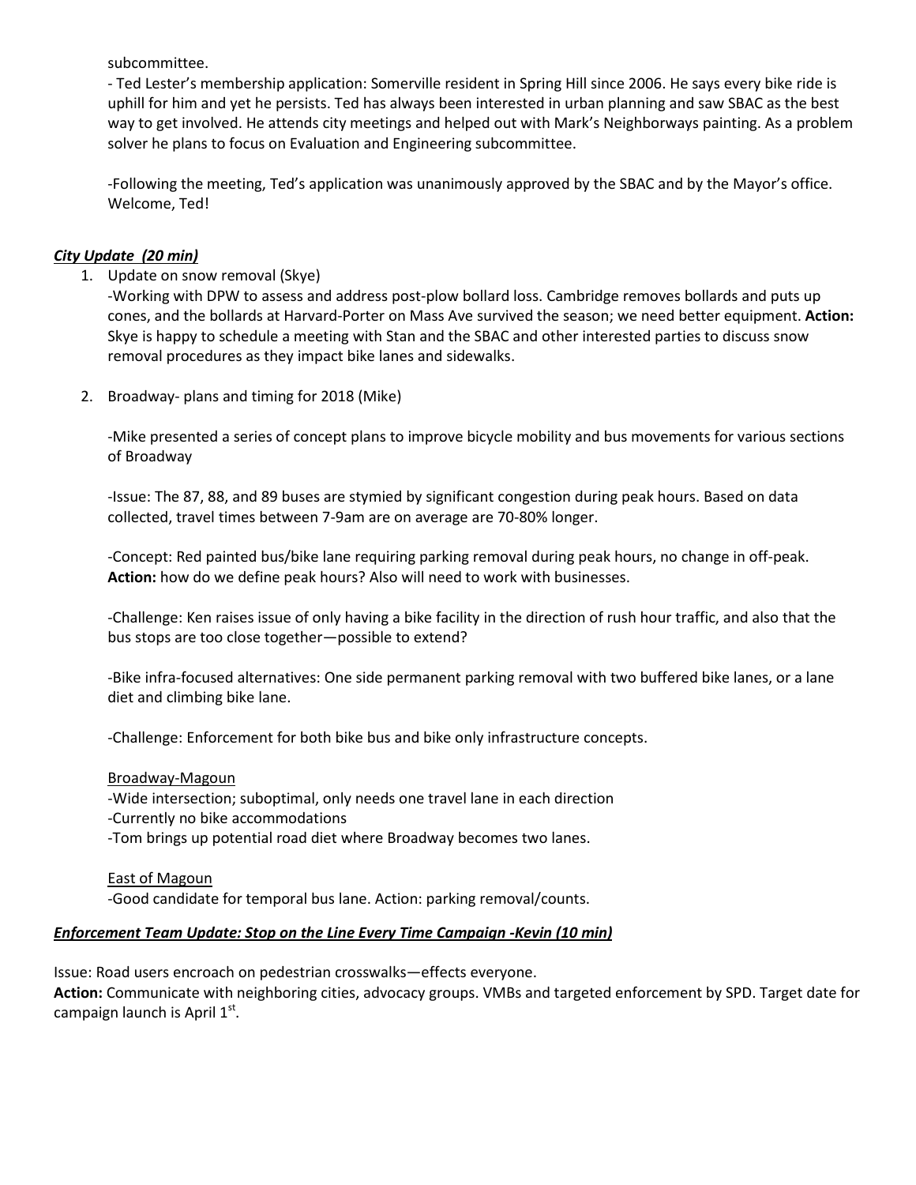subcommittee.

- Ted Lester's membership application: Somerville resident in Spring Hill since 2006. He says every bike ride is uphill for him and yet he persists. Ted has always been interested in urban planning and saw SBAC as the best way to get involved. He attends city meetings and helped out with Mark's Neighborways painting. As a problem solver he plans to focus on Evaluation and Engineering subcommittee.

-Following the meeting, Ted's application was unanimously approved by the SBAC and by the Mayor's office. Welcome, Ted!

***City Update (20 min)***

1. Update on snow removal (Skye)

   -Working with DPW to assess and address post-plow bollard loss. Cambridge removes bollards and puts up cones, and the bollards at Harvard-Porter on Mass Ave survived the season; we need better equipment. **Action:** Skye is happy to schedule a meeting with Stan and the SBAC and other interested parties to discuss snow removal procedures as they impact bike lanes and sidewalks.

2. Broadway- plans and timing for 2018 (Mike)

   -Mike presented a series of concept plans to improve bicycle mobility and bus movements for various sections of Broadway

   -Issue: The 87, 88, and 89 buses are stymied by significant congestion during peak hours. Based on data collected, travel times between 7-9am are on average are 70-80% longer.

   -Concept: Red painted bus/bike lane requiring parking removal during peak hours, no change in off-peak. **Action:** how do we define peak hours? Also will need to work with businesses.

   -Challenge: Ken raises issue of only having a bike facility in the direction of rush hour traffic, and also that the bus stops are too close together—possible to extend?

   -Bike infra-focused alternatives: One side permanent parking removal with two buffered bike lanes, or a lane diet and climbing bike lane.

   -Challenge: Enforcement for both bike bus and bike only infrastructure concepts.

   <u>Broadway-Magoun</u>
   -Wide intersection; suboptimal, only needs one travel lane in each direction
   -Currently no bike accommodations
   -Tom brings up potential road diet where Broadway becomes two lanes.

   <u>East of Magoun</u>
   -Good candidate for temporal bus lane. Action: parking removal/counts.

***Enforcement Team Update: Stop on the Line Every Time Campaign -Kevin (10 min)***

Issue: Road users encroach on pedestrian crosswalks—effects everyone.
**Action:** Communicate with neighboring cities, advocacy groups. VMBs and targeted enforcement by SPD. Target date for campaign launch is April 1st.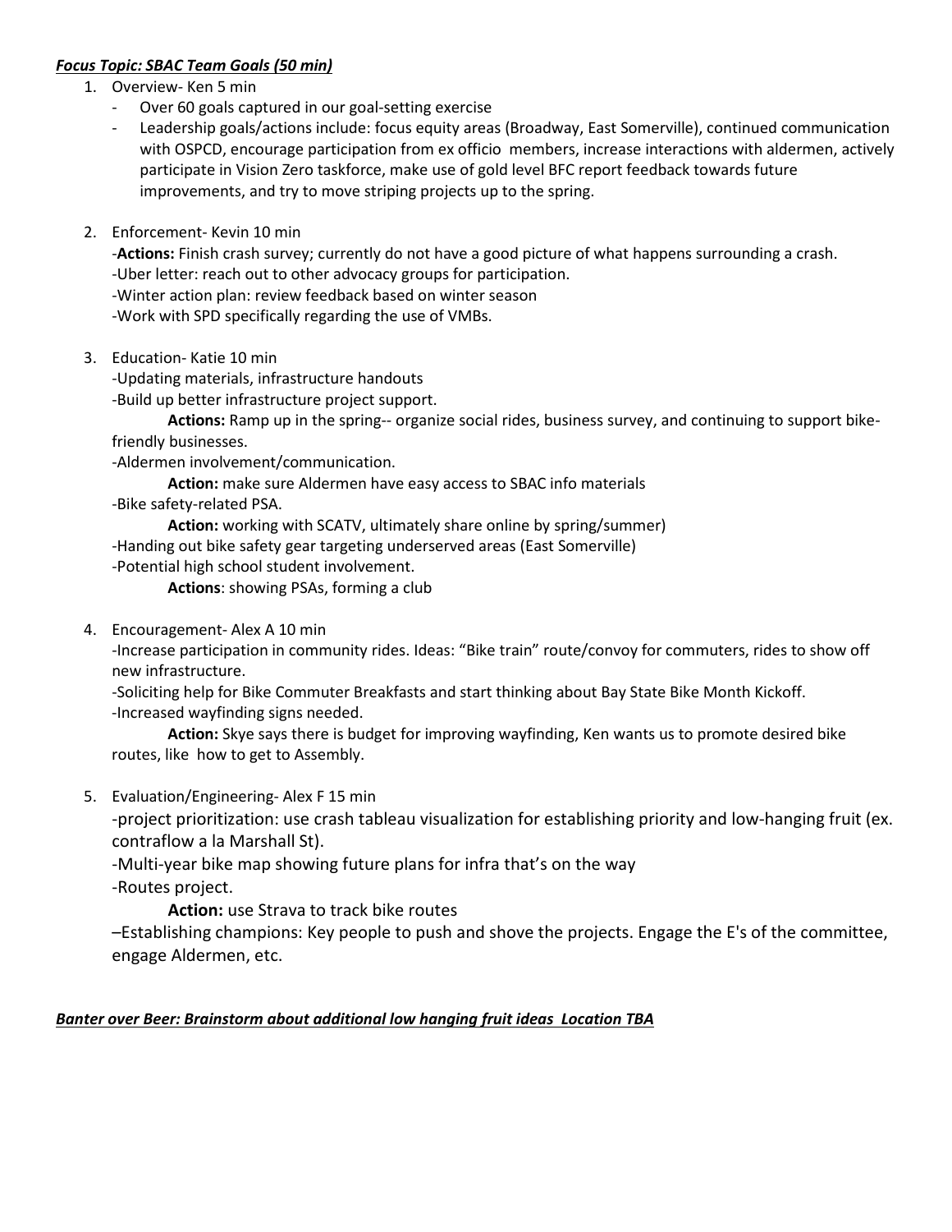***Focus Topic: SBAC Team Goals (50 min)***

1. Overview- Ken 5 min
   - Over 60 goals captured in our goal-setting exercise
   - Leadership goals/actions include: focus equity areas (Broadway, East Somerville), continued communication with OSPCD, encourage participation from ex officio members, increase interactions with aldermen, actively participate in Vision Zero taskforce, make use of gold level BFC report feedback towards future improvements, and try to move striping projects up to the spring.

2. Enforcement- Kevin 10 min

   -**Actions:** Finish crash survey; currently do not have a good picture of what happens surrounding a crash.

   -Uber letter: reach out to other advocacy groups for participation.

   -Winter action plan: review feedback based on winter season

   -Work with SPD specifically regarding the use of VMBs.

3. Education- Katie 10 min

   -Updating materials, infrastructure handouts

   -Build up better infrastructure project support.

   **Actions:** Ramp up in the spring-- organize social rides, business survey, and continuing to support bike-friendly businesses.

   -Aldermen involvement/communication.

   **Action:** make sure Aldermen have easy access to SBAC info materials

   -Bike safety-related PSA.

   **Action:** working with SCATV, ultimately share online by spring/summer)

   -Handing out bike safety gear targeting underserved areas (East Somerville)

   -Potential high school student involvement.

   **Actions**: showing PSAs, forming a club

4. Encouragement- Alex A 10 min

   -Increase participation in community rides. Ideas: "Bike train" route/convoy for commuters, rides to show off new infrastructure.

   -Soliciting help for Bike Commuter Breakfasts and start thinking about Bay State Bike Month Kickoff.

   -Increased wayfinding signs needed.

   **Action:** Skye says there is budget for improving wayfinding, Ken wants us to promote desired bike routes, like how to get to Assembly.

5. Evaluation/Engineering- Alex F 15 min

   -project prioritization: use crash tableau visualization for establishing priority and low-hanging fruit (ex. contraflow a la Marshall St).

   -Multi-year bike map showing future plans for infra that's on the way

   -Routes project.

   **Action:** use Strava to track bike routes

   –Establishing champions: Key people to push and shove the projects. Engage the E's of the committee, engage Aldermen, etc.

***Banter over Beer: Brainstorm about additional low hanging fruit ideas Location TBA***